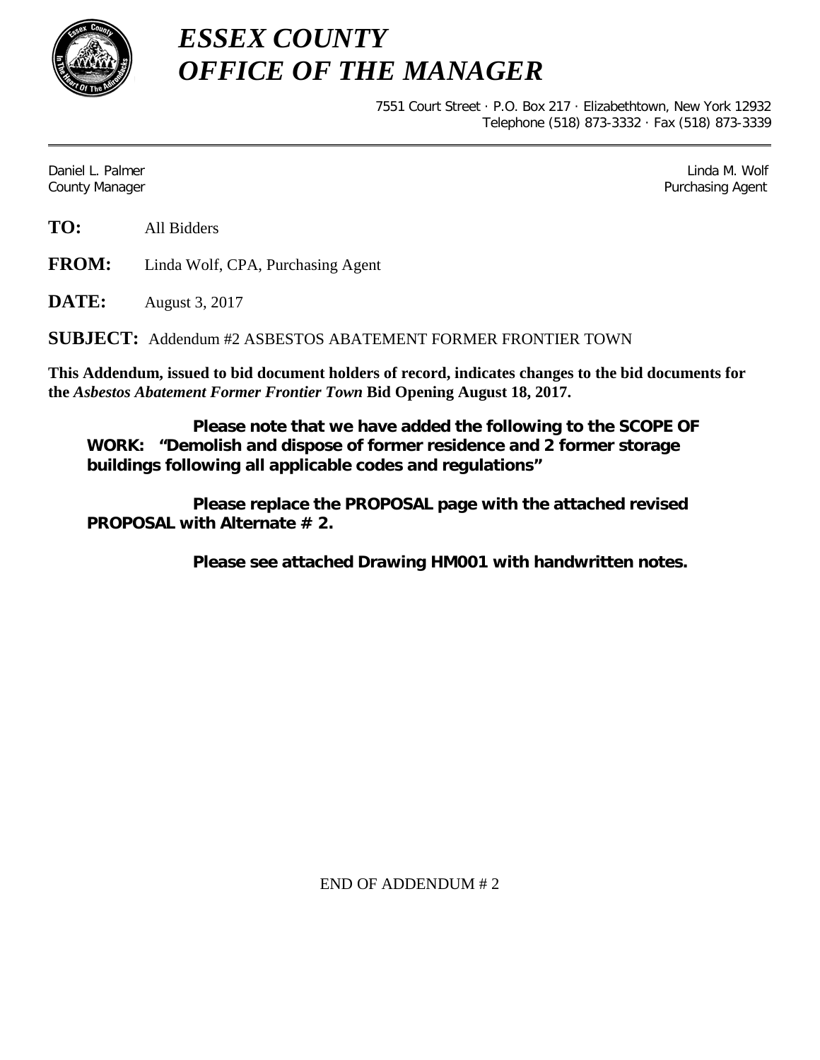# *ESSEX COUNTY*
# *OFFICE OF THE MANAGER*

7551 Court Street · P.O. Box 217 · Elizabethtown, New York 12932
Telephone (518) 873-3332 · Fax (518) 873-3339

Daniel L. Palmer
County Manager

Linda M. Wolf
Purchasing Agent

**TO:** All Bidders

**FROM:** Linda Wolf, CPA, Purchasing Agent

**DATE:** August 3, 2017

**SUBJECT:** Addendum #2 ASBESTOS ABATEMENT FORMER FRONTIER TOWN

**This Addendum, issued to bid document holders of record, indicates changes to the bid documents for the *Asbestos Abatement Former Frontier Town* Bid Opening August 18, 2017.**

**Please note that we have added the following to the SCOPE OF WORK: "Demolish and dispose of former residence and 2 former storage buildings following all applicable codes and regulations"**

**Please replace the PROPOSAL page with the attached revised PROPOSAL with Alternate # 2.**

**Please see attached Drawing HM001 with handwritten notes.**

END OF ADDENDUM # 2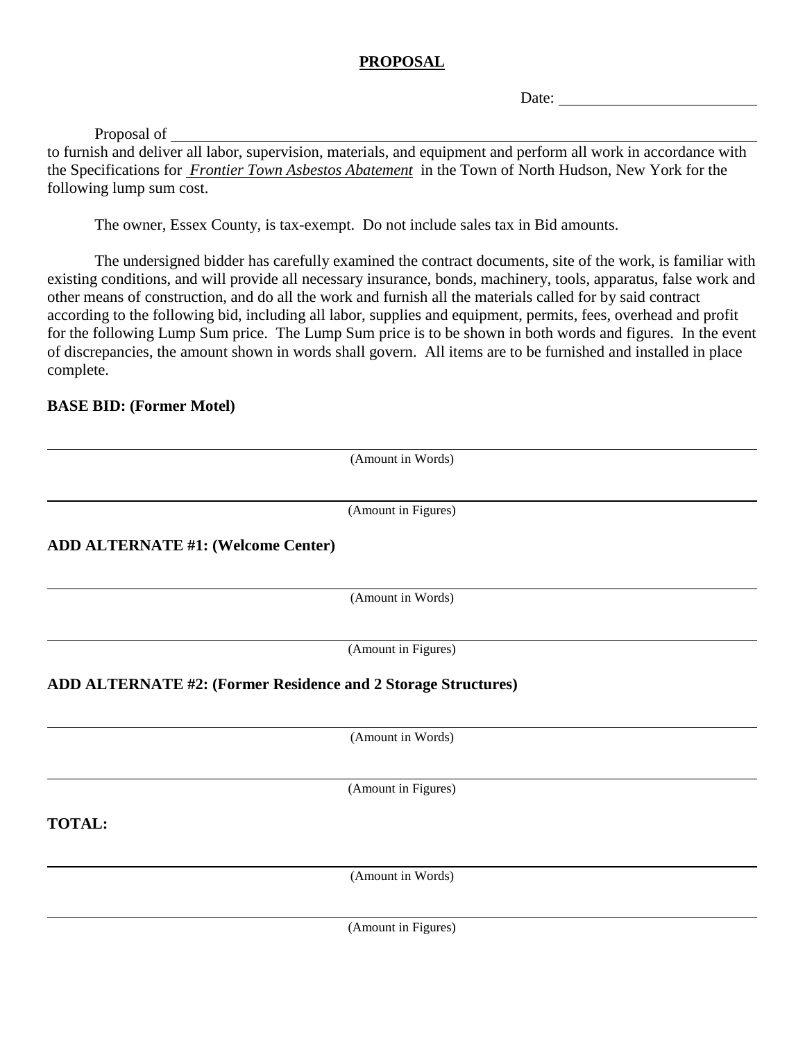# PROPOSAL

Date: ______________________

Proposal of ______________________________________________________________
to furnish and deliver all labor, supervision, materials, and equipment and perform all work in accordance with the Specifications for *Frontier Town Asbestos Abatement* in the Town of North Hudson, New York for the following lump sum cost.

The owner, Essex County, is tax-exempt. Do not include sales tax in Bid amounts.

The undersigned bidder has carefully examined the contract documents, site of the work, is familiar with existing conditions, and will provide all necessary insurance, bonds, machinery, tools, apparatus, false work and other means of construction, and do all the work and furnish all the materials called for by said contract according to the following bid, including all labor, supplies and equipment, permits, fees, overhead and profit for the following Lump Sum price. The Lump Sum price is to be shown in both words and figures. In the event of discrepancies, the amount shown in words shall govern. All items are to be furnished and installed in place complete.

**BASE BID: (Former Motel)**

______________________________________________________________
(Amount in Words)

______________________________________________________________
(Amount in Figures)

**ADD ALTERNATE #1: (Welcome Center)**

______________________________________________________________
(Amount in Words)

______________________________________________________________
(Amount in Figures)

**ADD ALTERNATE #2: (Former Residence and 2 Storage Structures)**

______________________________________________________________
(Amount in Words)

______________________________________________________________
(Amount in Figures)

**TOTAL:**

______________________________________________________________
(Amount in Words)

______________________________________________________________
(Amount in Figures)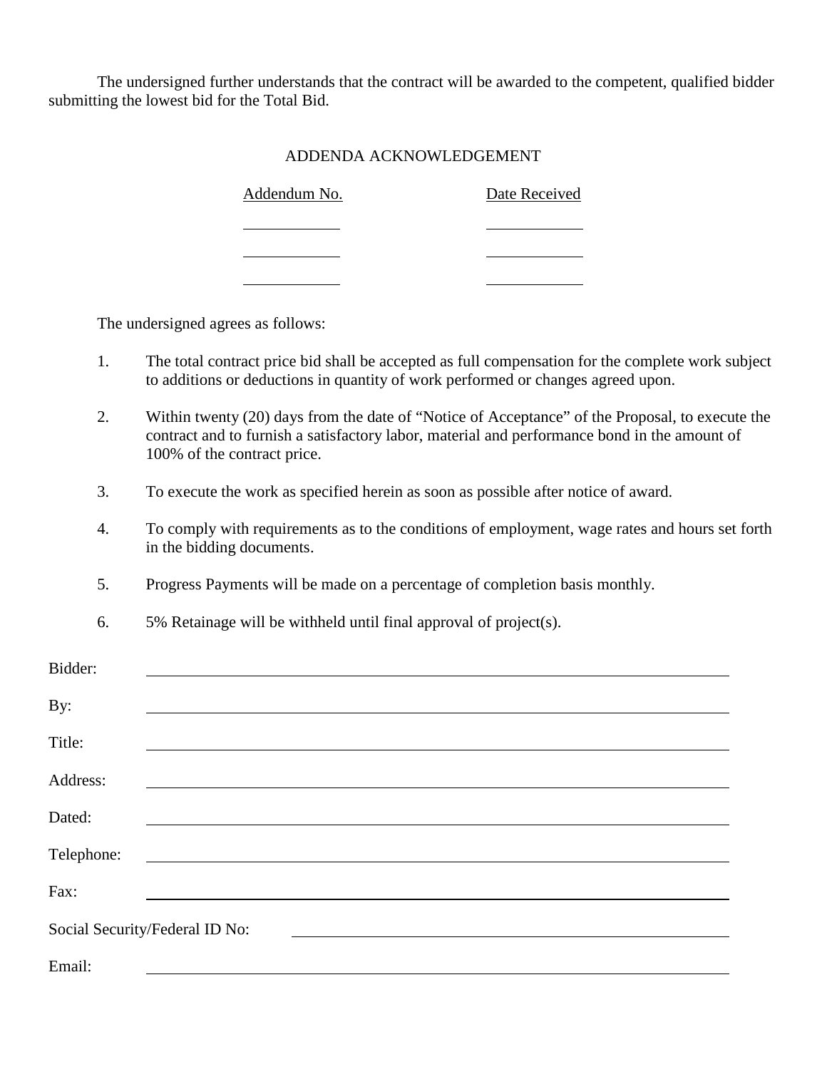The undersigned further understands that the contract will be awarded to the competent, qualified bidder submitting the lowest bid for the Total Bid.

ADDENDA ACKNOWLEDGEMENT

| Addendum No. | Date Received |
| --- | --- |
| ____________ | ____________ |
| ____________ | ____________ |
| ____________ | ____________ |

The undersigned agrees as follows:

1. The total contract price bid shall be accepted as full compensation for the complete work subject to additions or deductions in quantity of work performed or changes agreed upon.

2. Within twenty (20) days from the date of "Notice of Acceptance" of the Proposal, to execute the contract and to furnish a satisfactory labor, material and performance bond in the amount of 100% of the contract price.

3. To execute the work as specified herein as soon as possible after notice of award.

4. To comply with requirements as to the conditions of employment, wage rates and hours set forth in the bidding documents.

5. Progress Payments will be made on a percentage of completion basis monthly.

6. 5% Retainage will be withheld until final approval of project(s).

Bidder: ______________________________________________

By: ______________________________________________

Title: ______________________________________________

Address: ______________________________________________

Dated: ______________________________________________

Telephone: ______________________________________________

Fax: ______________________________________________

Social Security/Federal ID No: ______________________________

Email: ______________________________________________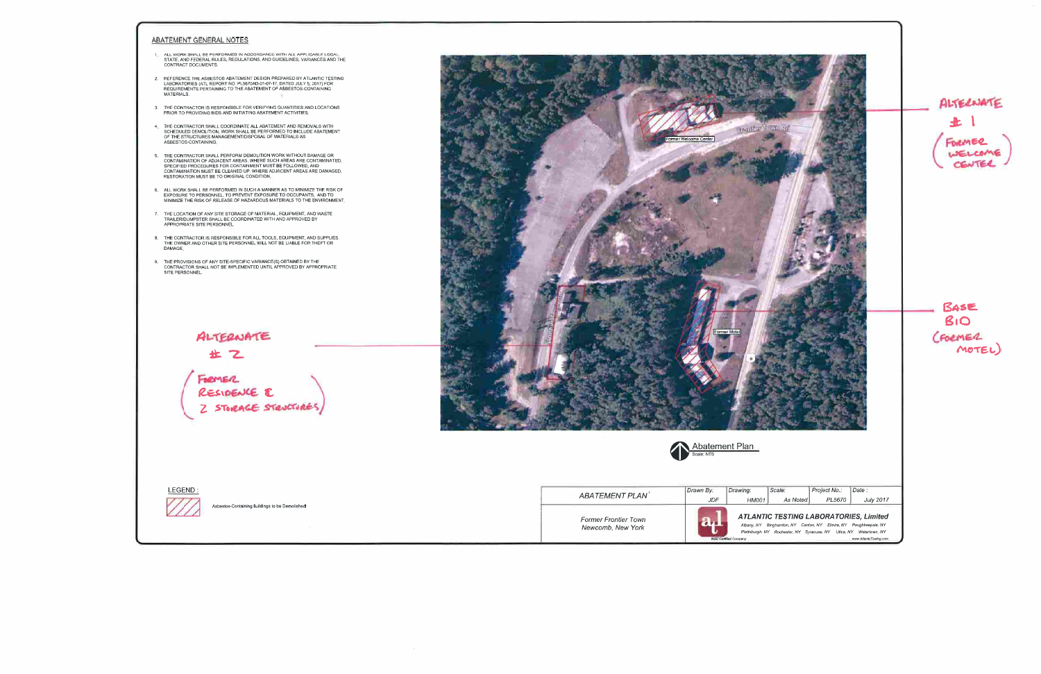## ABATEMENT GENERAL NOTES

1. ALL WORK SHALL BE PERFORMED IN ACCORDANCE WITH ALL APPLICABLE LOCAL, STATE, AND FEDERAL RULES, REGULATIONS, AND GUIDELINES, VARIANCES AND THE CONTRACT DOCUMENTS.
2. REFERENCE THE ASBESTOS ABATEMENT DESIGN PREPARED BY ATLANTIC TESTING LABORATORIES (ATL REPORT NO. PL5670AD-01-07-17, DATED JULY 5, 2017) FOR REQUIREMENTS PERTAINING TO THE ABATEMENT OF ASBESTOS-CONTAINING MATERIALS.
3. THE CONTRACTOR IS RESPONSIBLE FOR VERIFYING QUANTITIES AND LOCATIONS PRIOR TO PROVIDING BIDS AND INITIATING ABATEMENT ACTIVITIES.
4. THE CONTRACTOR SHALL COORDINATE ALL ABATEMENT AND REMOVALS WITH SCHEDULED DEMOLITION. WORK SHALL BE PERFORMED TO INCLUDE ABATEMENT OF THE STRUCTURES MANAGEMENT/DISPOSAL OF MATERIALS AS ASBESTOS-CONTAINING.
5. THE CONTRACTOR SHALL PERFORM DEMOLITION WORK WITHOUT DAMAGE OR CONTAMINATION OF ADJACENT AREAS. WHERE SUCH AREAS ARE CONTAMINATED, SPECIFIED PROCEDURES FOR CONTAINMENT MUST BE FOLLOWED, AND CONTAMINATION MUST BE CLEANED UP. WHERE ADJACENT AREAS ARE DAMAGED, RESTORATION MUST BE TO ORIGINAL CONDITION.
6. ALL WORK SHALL BE PERFORMED IN SUCH A MANNER AS TO MINIMIZE THE RISK OF EXPOSURE TO PERSONNEL, TO PREVENT EXPOSURE TO OCCUPANTS, AND TO MINIMIZE THE RISK OF RELEASE OF HAZARDOUS MATERIALS TO THE ENVIRONMENT.
7. THE LOCATION OF ANY SITE STORAGE OF MATERIAL, EQUIPMENT, AND WASTE TRAILER/DUMPSTER SHALL BE COORDINATED WITH AND APPROVED BY APPROPRIATE SITE PERSONNEL.
8. THE CONTRACTOR IS RESPONSIBLE FOR ALL TOOLS, EQUIPMENT, AND SUPPLIES. THE OWNER AND OTHER SITE PERSONNEL WILL NOT BE LIABLE FOR THEFT OR DAMAGE.
9. THE PROVISIONS OF ANY SITE-SPECIFIC VARIANCE(S) OBTAINED BY THE CONTRACTOR SHALL NOT BE IMPLEMENTED UNTIL APPROVED BY APPROPRIATE SITE PERSONNEL.

ALTERNATE #2 (FORMER RESIDENCE & 2 STORAGE STRUCTURES)

ALTERNATE #1 (FORMER WELCOME CENTER)

BASE BID (FORMER MOTEL)

Former Welcome Center

Former Motel

Frontier Town Rd

Abatement Plan

Scale: NTS

LEGEND:

Asbestos-Containing Buildings to be Demolished

| ABATEMENT PLAN | Drawn By: JDF | Drawing: HM001 | Scale: As Noted | Project No.: PL5670 | Date: July 2017 |
|---|---|---|---|---|---|
| Former Frontier Town<br>Newcomb, New York | ATLANTIC TESTING LABORATORIES, Limited | | | | |

Albany, NY Binghamton, NY Canton, NY Elmira, NY Poughkeepsie, NY
Plattsburgh, NY Rochester, NY Syracuse, NY Utica, NY Watertown, NY
WBE Certified Company
www.AtlanticTesting.com